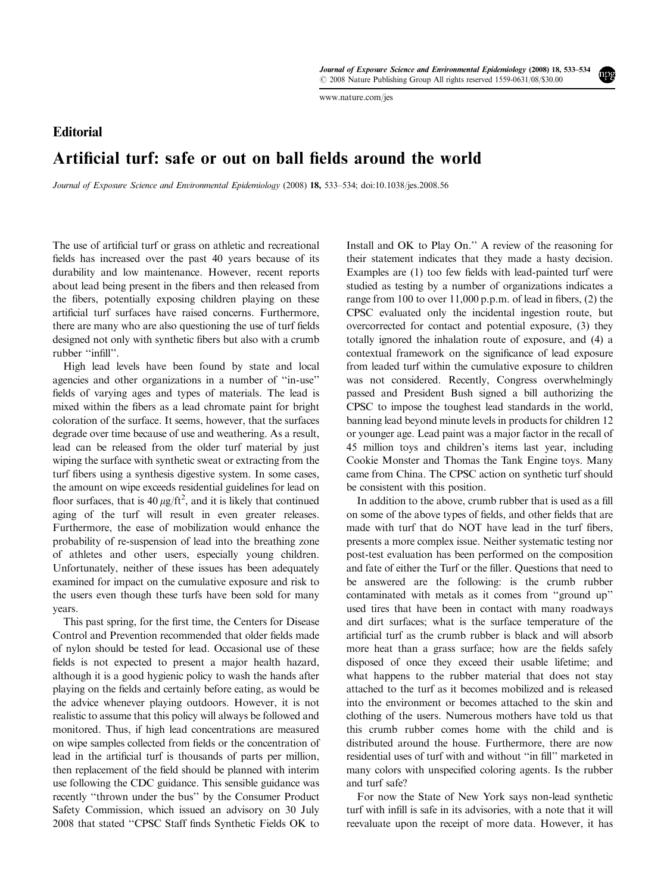## Editorial

# Artificial turf: safe or out on ball fields around the world

*Journal of Exposure Science and Environmental Epidemiology* (2008) **18,** 533–534; doi:10.1038/jes.2008.56

The use of artificial turf or grass on athletic and recreational fields has increased over the past 40 years because of its durability and low maintenance. However, recent reports about lead being present in the fibers and then released from the fibers, potentially exposing children playing on these artificial turf surfaces have raised concerns. Furthermore, there are many who are also questioning the use of turf fields designed not only with synthetic fibers but also with a crumb rubber "infill".

High lead levels have been found by state and local agencies and other organizations in a number of "in-use" fields of varying ages and types of materials. The lead is mixed within the fibers as a lead chromate paint for bright coloration of the surface. It seems, however, that the surfaces degrade over time because of use and weathering. As a result, lead can be released from the older turf material by just wiping the surface with synthetic sweat or extracting from the turf fibers using a synthesis digestive system. In some cases, the amount on wipe exceeds residential guidelines for lead on floor surfaces, that is 40 $\mu g/ft^2$, and it is likely that continued aging of the turf will result in even greater releases. Furthermore, the ease of mobilization would enhance the probability of re-suspension of lead into the breathing zone of athletes and other users, especially young children. Unfortunately, neither of these issues has been adequately examined for impact on the cumulative exposure and risk to the users even though these turfs have been sold for many years.

This past spring, for the first time, the Centers for Disease Control and Prevention recommended that older fields made of nylon should be tested for lead. Occasional use of these fields is not expected to present a major health hazard, although it is a good hygienic policy to wash the hands after playing on the fields and certainly before eating, as would be the advice whenever playing outdoors. However, it is not realistic to assume that this policy will always be followed and monitored. Thus, if high lead concentrations are measured on wipe samples collected from fields or the concentration of lead in the artificial turf is thousands of parts per million, then replacement of the field should be planned with interim use following the CDC guidance. This sensible guidance was recently "thrown under the bus" by the Consumer Product Safety Commission, which issued an advisory on 30 July 2008 that stated "CPSC Staff Finds Synthetic Fields OK to Install and OK to Play On." A review of the reasoning for their statement indicates that they made a hasty decision. Examples are (1) too few fields with lead-painted turf were studied as testing by a number of organizations indicates a range from 100 to over 11,000 p.p.m. of lead in fibers, (2) the CPSC evaluated only the incidental ingestion route, but overcorrected for contact and potential exposure, (3) they totally ignored the inhalation route of exposure, and (4) a contextual framework on the significance of lead exposure from leaded turf within the cumulative exposure to children was not considered. Recently, Congress overwhelmingly passed and President Bush signed a bill authorizing the CPSC to impose the toughest lead standards in the world, banning lead beyond minute levels in products for children 12 or younger age. Lead paint was a major factor in the recall of 45 million toys and children's items last year, including Cookie Monster and Thomas the Tank Engine toys. Many came from China. The CPSC action on synthetic turf should be consistent with this position.

In addition to the above, crumb rubber that is used as a fill on some of the above types of fields, and other fields that are made with turf that do NOT have lead in the turf fibers, presents a more complex issue. Neither systematic testing nor post-test evaluation has been performed on the composition and fate of either the Turf or the filler. Questions that need to be answered are the following: is the crumb rubber contaminated with metals as it comes from "ground up" used tires that have been in contact with many roadways and dirt surfaces; what is the surface temperature of the artificial turf as the crumb rubber is black and will absorb more heat than a grass surface; how are the fields safely disposed of once they exceed their usable lifetime; and what happens to the rubber material that does not stay attached to the turf as it becomes mobilized and is released into the environment or becomes attached to the skin and clothing of the users. Numerous mothers have told us that this crumb rubber comes home with the child and is distributed around the house. Furthermore, there are now residential uses of turf with and without "in fill" marketed in many colors with unspecified coloring agents. Is the rubber and turf safe?

For now the State of New York says non-lead synthetic turf with infill is safe in its advisories, with a note that it will reevaluate upon the receipt of more data. However, it has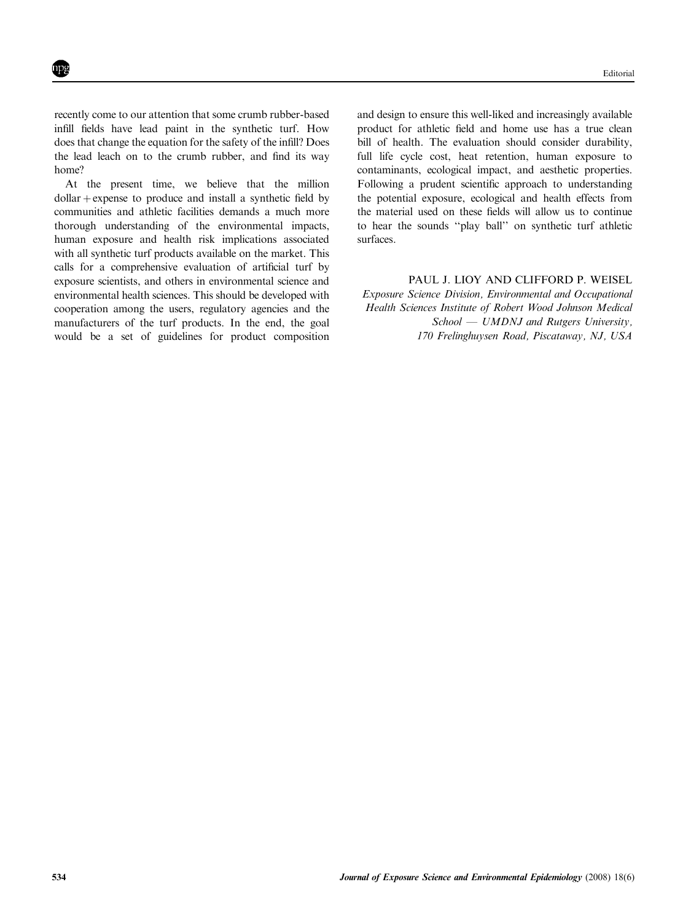recently come to our attention that some crumb rubber-based infill fields have lead paint in the synthetic turf. How does that change the equation for the safety of the infill? Does the lead leach on to the crumb rubber, and find its way home?

At the present time, we believe that the million dollar + expense to produce and install a synthetic field by communities and athletic facilities demands a much more thorough understanding of the environmental impacts, human exposure and health risk implications associated with all synthetic turf products available on the market. This calls for a comprehensive evaluation of artificial turf by exposure scientists, and others in environmental science and environmental health sciences. This should be developed with cooperation among the users, regulatory agencies and the manufacturers of the turf products. In the end, the goal would be a set of guidelines for product composition and design to ensure this well-liked and increasingly available product for athletic field and home use has a true clean bill of health. The evaluation should consider durability, full life cycle cost, heat retention, human exposure to contaminants, ecological impact, and aesthetic properties. Following a prudent scientific approach to understanding the potential exposure, ecological and health effects from the material used on these fields will allow us to continue to hear the sounds "play ball" on synthetic turf athletic surfaces.

PAUL J. LIOY AND CLIFFORD P. WEISEL

*Exposure Science Division, Environmental and Occupational Health Sciences Institute of Robert Wood Johnson Medical School — UMDNJ and Rutgers University, 170 Frelinghuysen Road, Piscataway, NJ, USA*